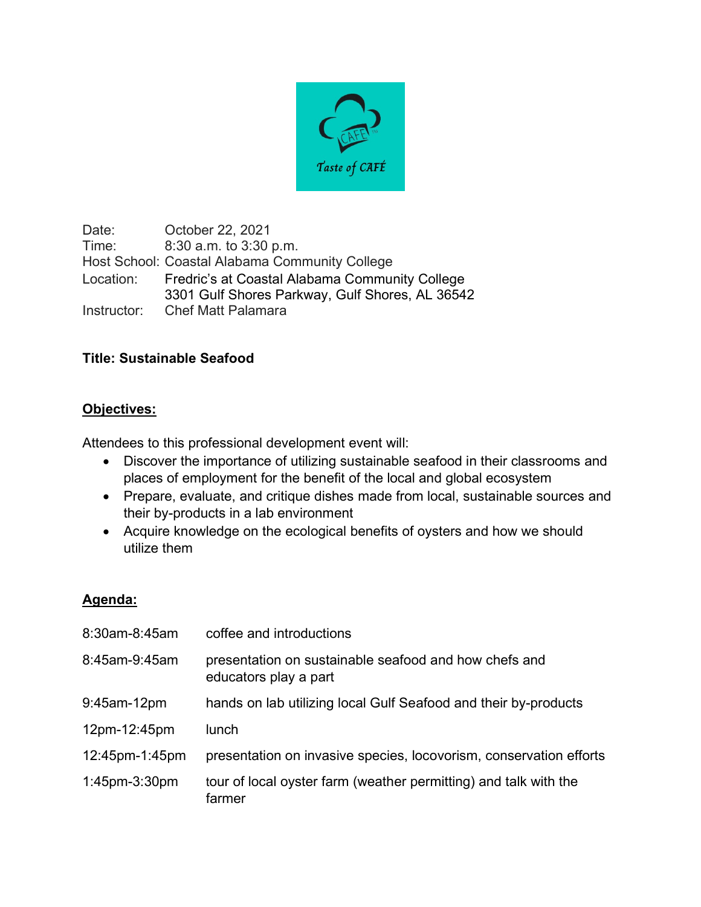Taste of CAFÉ

| | |
|---|---|
| Date: | October 22, 2021 |
| Time: | 8:30 a.m. to 3:30 p.m. |
| Host School: | Coastal Alabama Community College |
| Location: | Fredric's at Coastal Alabama Community College<br>3301 Gulf Shores Parkway, Gulf Shores, AL 36542 |
| Instructor: | Chef Matt Palamara |

**Title: Sustainable Seafood**

## Objectives:

Attendees to this professional development event will:

- Discover the importance of utilizing sustainable seafood in their classrooms and places of employment for the benefit of the local and global ecosystem
- Prepare, evaluate, and critique dishes made from local, sustainable sources and their by-products in a lab environment
- Acquire knowledge on the ecological benefits of oysters and how we should utilize them

## Agenda:

| | |
|---|---|
| 8:30am-8:45am | coffee and introductions |
| 8:45am-9:45am | presentation on sustainable seafood and how chefs and educators play a part |
| 9:45am-12pm | hands on lab utilizing local Gulf Seafood and their by-products |
| 12pm-12:45pm | lunch |
| 12:45pm-1:45pm | presentation on invasive species, locovorism, conservation efforts |
| 1:45pm-3:30pm | tour of local oyster farm (weather permitting) and talk with the farmer |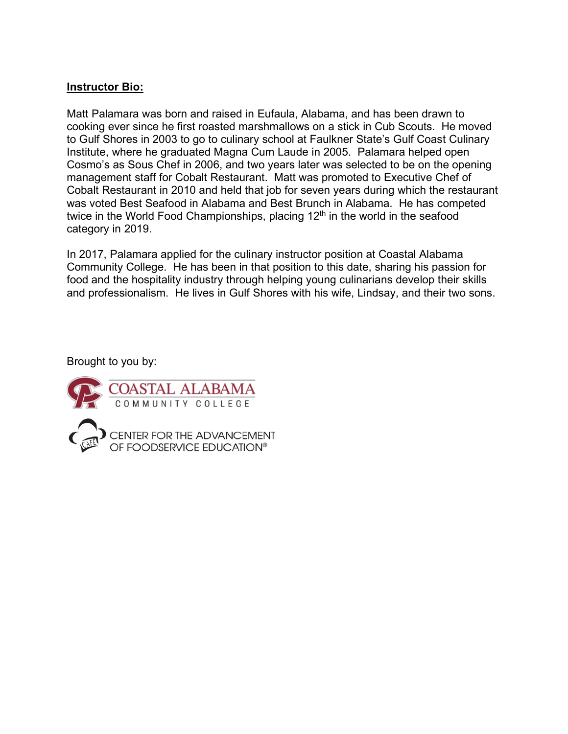**Instructor Bio:**

Matt Palamara was born and raised in Eufaula, Alabama, and has been drawn to cooking ever since he first roasted marshmallows on a stick in Cub Scouts. He moved to Gulf Shores in 2003 to go to culinary school at Faulkner State's Gulf Coast Culinary Institute, where he graduated Magna Cum Laude in 2005. Palamara helped open Cosmo's as Sous Chef in 2006, and two years later was selected to be on the opening management staff for Cobalt Restaurant. Matt was promoted to Executive Chef of Cobalt Restaurant in 2010 and held that job for seven years during which the restaurant was voted Best Seafood in Alabama and Best Brunch in Alabama. He has competed twice in the World Food Championships, placing 12th in the world in the seafood category in 2019.

In 2017, Palamara applied for the culinary instructor position at Coastal Alabama Community College. He has been in that position to this date, sharing his passion for food and the hospitality industry through helping young culinarians develop their skills and professionalism. He lives in Gulf Shores with his wife, Lindsay, and their two sons.

Brought to you by:

COASTAL ALABAMA COMMUNITY COLLEGE

CAFÉ CENTER FOR THE ADVANCEMENT OF FOODSERVICE EDUCATION®